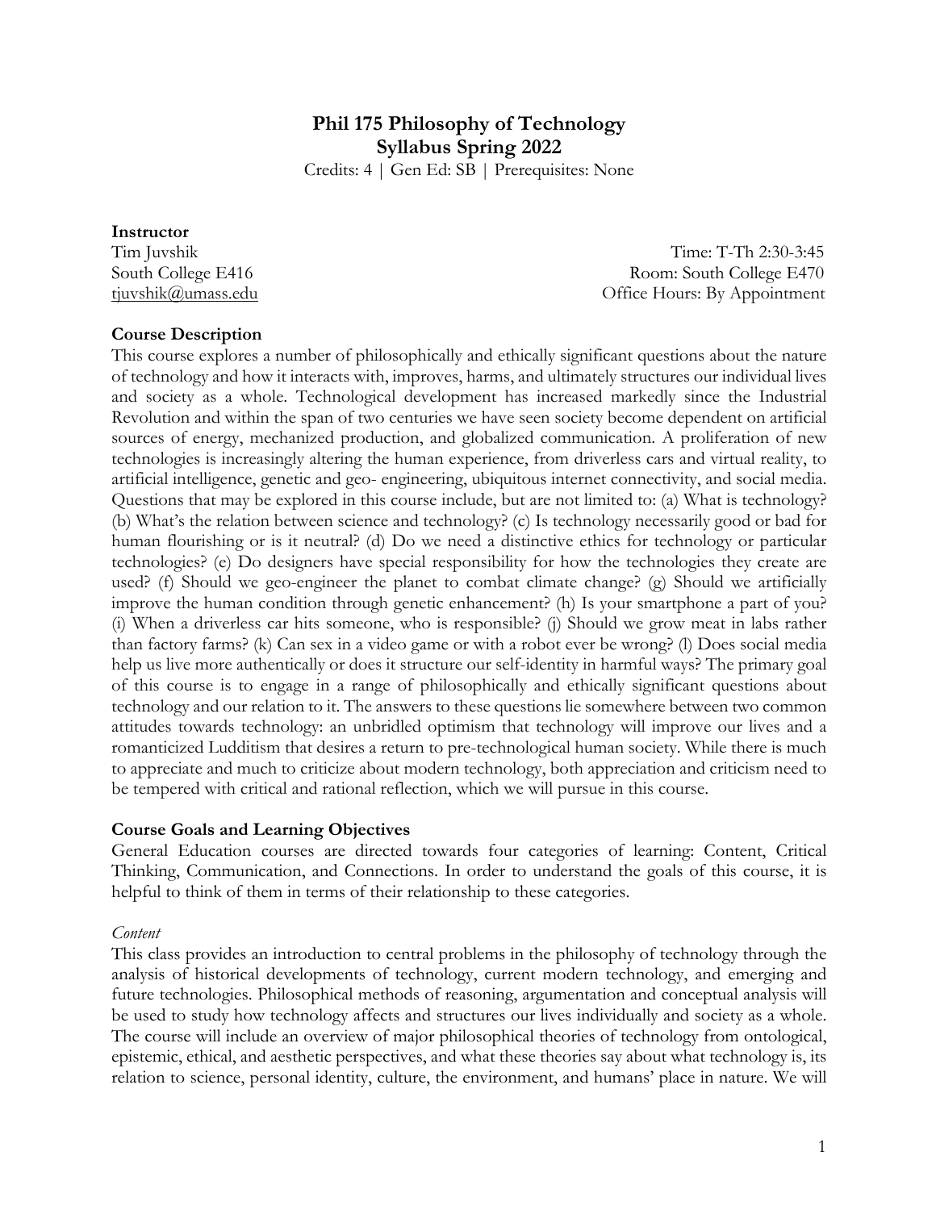# Phil 175 Philosophy of Technology
## Syllabus Spring 2022

Credits: 4 | Gen Ed: SB | Prerequisites: None

**Instructor**

Tim Juvshik
South College E416
tjuvshik@umass.edu

Time: T-Th 2:30-3:45
Room: South College E470
Office Hours: By Appointment

**Course Description**

This course explores a number of philosophically and ethically significant questions about the nature of technology and how it interacts with, improves, harms, and ultimately structures our individual lives and society as a whole. Technological development has increased markedly since the Industrial Revolution and within the span of two centuries we have seen society become dependent on artificial sources of energy, mechanized production, and globalized communication. A proliferation of new technologies is increasingly altering the human experience, from driverless cars and virtual reality, to artificial intelligence, genetic and geo- engineering, ubiquitous internet connectivity, and social media. Questions that may be explored in this course include, but are not limited to: (a) What is technology? (b) What's the relation between science and technology? (c) Is technology necessarily good or bad for human flourishing or is it neutral? (d) Do we need a distinctive ethics for technology or particular technologies? (e) Do designers have special responsibility for how the technologies they create are used? (f) Should we geo-engineer the planet to combat climate change? (g) Should we artificially improve the human condition through genetic enhancement? (h) Is your smartphone a part of you? (i) When a driverless car hits someone, who is responsible? (j) Should we grow meat in labs rather than factory farms? (k) Can sex in a video game or with a robot ever be wrong? (l) Does social media help us live more authentically or does it structure our self-identity in harmful ways? The primary goal of this course is to engage in a range of philosophically and ethically significant questions about technology and our relation to it. The answers to these questions lie somewhere between two common attitudes towards technology: an unbridled optimism that technology will improve our lives and a romanticized Ludditism that desires a return to pre-technological human society. While there is much to appreciate and much to criticize about modern technology, both appreciation and criticism need to be tempered with critical and rational reflection, which we will pursue in this course.

**Course Goals and Learning Objectives**

General Education courses are directed towards four categories of learning: Content, Critical Thinking, Communication, and Connections. In order to understand the goals of this course, it is helpful to think of them in terms of their relationship to these categories.

*Content*

This class provides an introduction to central problems in the philosophy of technology through the analysis of historical developments of technology, current modern technology, and emerging and future technologies. Philosophical methods of reasoning, argumentation and conceptual analysis will be used to study how technology affects and structures our lives individually and society as a whole. The course will include an overview of major philosophical theories of technology from ontological, epistemic, ethical, and aesthetic perspectives, and what these theories say about what technology is, its relation to science, personal identity, culture, the environment, and humans' place in nature. We will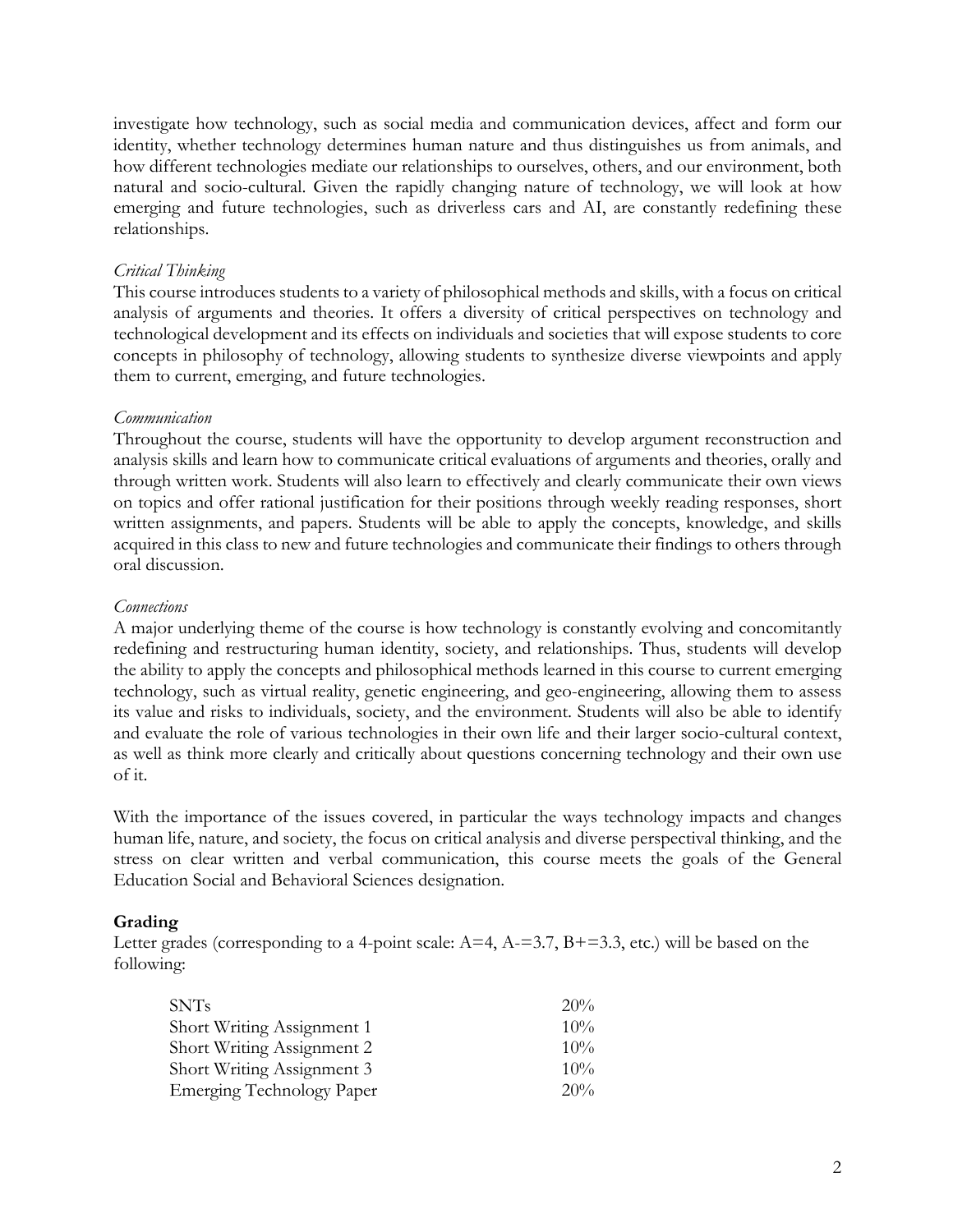investigate how technology, such as social media and communication devices, affect and form our identity, whether technology determines human nature and thus distinguishes us from animals, and how different technologies mediate our relationships to ourselves, others, and our environment, both natural and socio-cultural. Given the rapidly changing nature of technology, we will look at how emerging and future technologies, such as driverless cars and AI, are constantly redefining these relationships.

*Critical Thinking*

This course introduces students to a variety of philosophical methods and skills, with a focus on critical analysis of arguments and theories. It offers a diversity of critical perspectives on technology and technological development and its effects on individuals and societies that will expose students to core concepts in philosophy of technology, allowing students to synthesize diverse viewpoints and apply them to current, emerging, and future technologies.

*Communication*

Throughout the course, students will have the opportunity to develop argument reconstruction and analysis skills and learn how to communicate critical evaluations of arguments and theories, orally and through written work. Students will also learn to effectively and clearly communicate their own views on topics and offer rational justification for their positions through weekly reading responses, short written assignments, and papers. Students will be able to apply the concepts, knowledge, and skills acquired in this class to new and future technologies and communicate their findings to others through oral discussion.

*Connections*

A major underlying theme of the course is how technology is constantly evolving and concomitantly redefining and restructuring human identity, society, and relationships. Thus, students will develop the ability to apply the concepts and philosophical methods learned in this course to current emerging technology, such as virtual reality, genetic engineering, and geo-engineering, allowing them to assess its value and risks to individuals, society, and the environment. Students will also be able to identify and evaluate the role of various technologies in their own life and their larger socio-cultural context, as well as think more clearly and critically about questions concerning technology and their own use of it.

With the importance of the issues covered, in particular the ways technology impacts and changes human life, nature, and society, the focus on critical analysis and diverse perspectival thinking, and the stress on clear written and verbal communication, this course meets the goals of the General Education Social and Behavioral Sciences designation.

**Grading**

Letter grades (corresponding to a 4-point scale: A=4, A-=3.7, B+=3.3, etc.) will be based on the following:

| | |
|---|---|
| SNTs | 20% |
| Short Writing Assignment 1 | 10% |
| Short Writing Assignment 2 | 10% |
| Short Writing Assignment 3 | 10% |
| Emerging Technology Paper | 20% |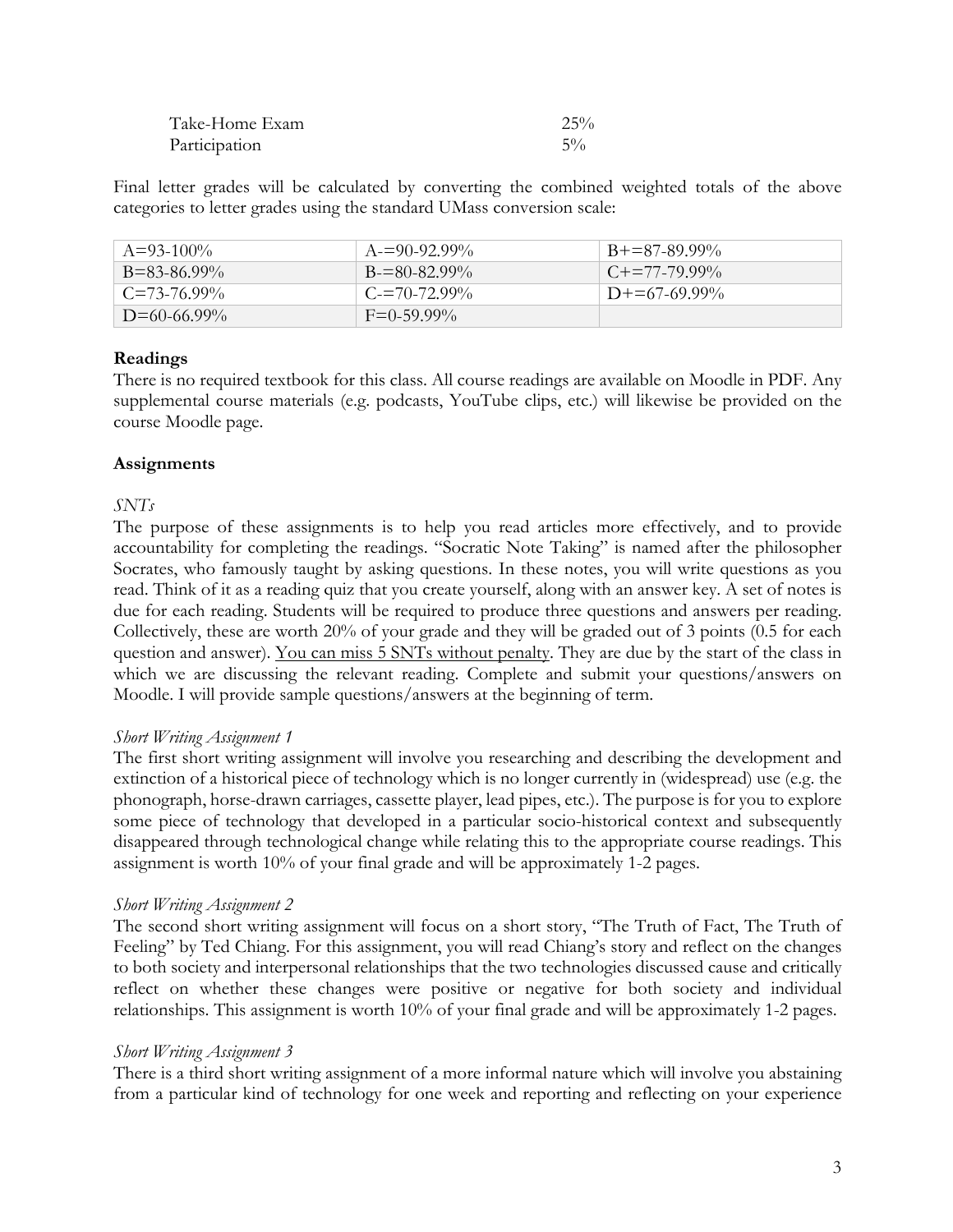| Take-Home Exam | 25% |
|---|---|
| Participation | 5% |

Final letter grades will be calculated by converting the combined weighted totals of the above categories to letter grades using the standard UMass conversion scale:

| A=93-100% | A-=90-92.99% | B+=87-89.99% |
|---|---|---|
| B=83-86.99% | B-=80-82.99% | C+=77-79.99% |
| C=73-76.99% | C-=70-72.99% | D+=67-69.99% |
| D=60-66.99% | F=0-59.99% | |

**Readings**

There is no required textbook for this class. All course readings are available on Moodle in PDF. Any supplemental course materials (e.g. podcasts, YouTube clips, etc.) will likewise be provided on the course Moodle page.

**Assignments**

*SNTs*

The purpose of these assignments is to help you read articles more effectively, and to provide accountability for completing the readings. "Socratic Note Taking" is named after the philosopher Socrates, who famously taught by asking questions. In these notes, you will write questions as you read. Think of it as a reading quiz that you create yourself, along with an answer key. A set of notes is due for each reading. Students will be required to produce three questions and answers per reading. Collectively, these are worth 20% of your grade and they will be graded out of 3 points (0.5 for each question and answer). <u>You can miss 5 SNTs without penalty</u>. They are due by the start of the class in which we are discussing the relevant reading. Complete and submit your questions/answers on Moodle. I will provide sample questions/answers at the beginning of term.

*Short Writing Assignment 1*

The first short writing assignment will involve you researching and describing the development and extinction of a historical piece of technology which is no longer currently in (widespread) use (e.g. the phonograph, horse-drawn carriages, cassette player, lead pipes, etc.). The purpose is for you to explore some piece of technology that developed in a particular socio-historical context and subsequently disappeared through technological change while relating this to the appropriate course readings. This assignment is worth 10% of your final grade and will be approximately 1-2 pages.

*Short Writing Assignment 2*

The second short writing assignment will focus on a short story, "The Truth of Fact, The Truth of Feeling" by Ted Chiang. For this assignment, you will read Chiang's story and reflect on the changes to both society and interpersonal relationships that the two technologies discussed cause and critically reflect on whether these changes were positive or negative for both society and individual relationships. This assignment is worth 10% of your final grade and will be approximately 1-2 pages.

*Short Writing Assignment 3*

There is a third short writing assignment of a more informal nature which will involve you abstaining from a particular kind of technology for one week and reporting and reflecting on your experience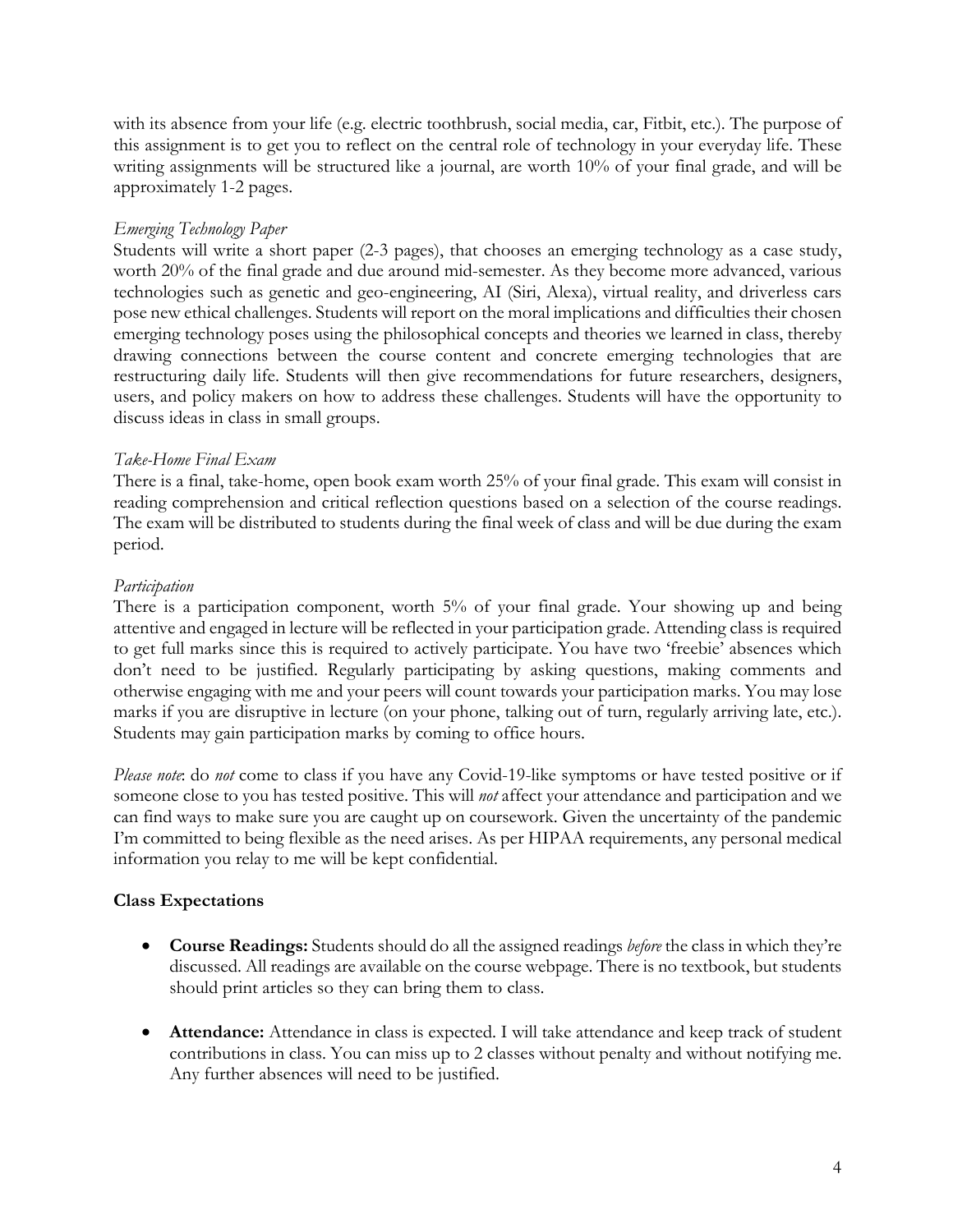with its absence from your life (e.g. electric toothbrush, social media, car, Fitbit, etc.). The purpose of this assignment is to get you to reflect on the central role of technology in your everyday life. These writing assignments will be structured like a journal, are worth 10% of your final grade, and will be approximately 1-2 pages.

*Emerging Technology Paper*

Students will write a short paper (2-3 pages), that chooses an emerging technology as a case study, worth 20% of the final grade and due around mid-semester. As they become more advanced, various technologies such as genetic and geo-engineering, AI (Siri, Alexa), virtual reality, and driverless cars pose new ethical challenges. Students will report on the moral implications and difficulties their chosen emerging technology poses using the philosophical concepts and theories we learned in class, thereby drawing connections between the course content and concrete emerging technologies that are restructuring daily life. Students will then give recommendations for future researchers, designers, users, and policy makers on how to address these challenges. Students will have the opportunity to discuss ideas in class in small groups.

*Take-Home Final Exam*

There is a final, take-home, open book exam worth 25% of your final grade. This exam will consist in reading comprehension and critical reflection questions based on a selection of the course readings. The exam will be distributed to students during the final week of class and will be due during the exam period.

*Participation*

There is a participation component, worth 5% of your final grade. Your showing up and being attentive and engaged in lecture will be reflected in your participation grade. Attending class is required to get full marks since this is required to actively participate. You have two 'freebie' absences which don't need to be justified. Regularly participating by asking questions, making comments and otherwise engaging with me and your peers will count towards your participation marks. You may lose marks if you are disruptive in lecture (on your phone, talking out of turn, regularly arriving late, etc.). Students may gain participation marks by coming to office hours.

*Please note*: do *not* come to class if you have any Covid-19-like symptoms or have tested positive or if someone close to you has tested positive. This will *not* affect your attendance and participation and we can find ways to make sure you are caught up on coursework. Given the uncertainty of the pandemic I'm committed to being flexible as the need arises. As per HIPAA requirements, any personal medical information you relay to me will be kept confidential.

**Class Expectations**

- **Course Readings:** Students should do all the assigned readings *before* the class in which they're discussed. All readings are available on the course webpage. There is no textbook, but students should print articles so they can bring them to class.
- **Attendance:** Attendance in class is expected. I will take attendance and keep track of student contributions in class. You can miss up to 2 classes without penalty and without notifying me. Any further absences will need to be justified.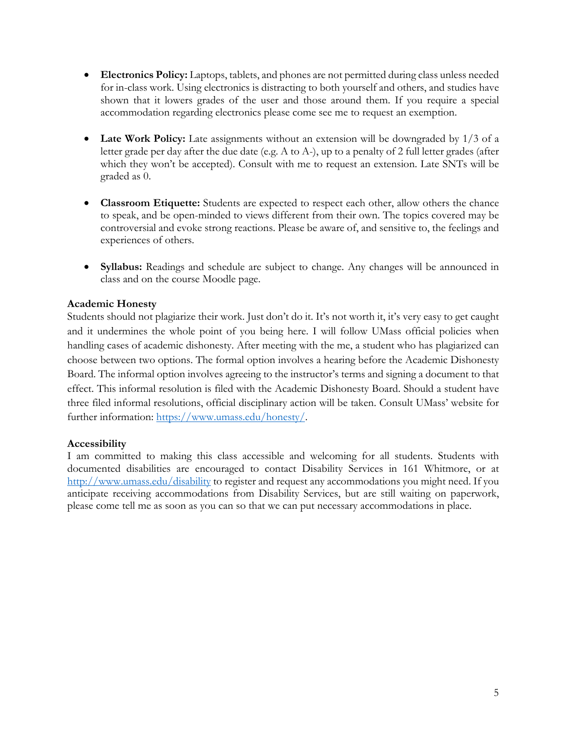- **Electronics Policy:** Laptops, tablets, and phones are not permitted during class unless needed for in-class work. Using electronics is distracting to both yourself and others, and studies have shown that it lowers grades of the user and those around them. If you require a special accommodation regarding electronics please come see me to request an exemption.

- **Late Work Policy:** Late assignments without an extension will be downgraded by 1/3 of a letter grade per day after the due date (e.g. A to A-), up to a penalty of 2 full letter grades (after which they won't be accepted). Consult with me to request an extension. Late SNTs will be graded as 0.

- **Classroom Etiquette:** Students are expected to respect each other, allow others the chance to speak, and be open-minded to views different from their own. The topics covered may be controversial and evoke strong reactions. Please be aware of, and sensitive to, the feelings and experiences of others.

- **Syllabus:** Readings and schedule are subject to change. Any changes will be announced in class and on the course Moodle page.

### Academic Honesty

Students should not plagiarize their work. Just don't do it. It's not worth it, it's very easy to get caught and it undermines the whole point of you being here. I will follow UMass official policies when handling cases of academic dishonesty. After meeting with the me, a student who has plagiarized can choose between two options. The formal option involves a hearing before the Academic Dishonesty Board. The informal option involves agreeing to the instructor's terms and signing a document to that effect. This informal resolution is filed with the Academic Dishonesty Board. Should a student have three filed informal resolutions, official disciplinary action will be taken. Consult UMass' website for further information: https://www.umass.edu/honesty/.

### Accessibility

I am committed to making this class accessible and welcoming for all students. Students with documented disabilities are encouraged to contact Disability Services in 161 Whitmore, or at http://www.umass.edu/disability to register and request any accommodations you might need. If you anticipate receiving accommodations from Disability Services, but are still waiting on paperwork, please come tell me as soon as you can so that we can put necessary accommodations in place.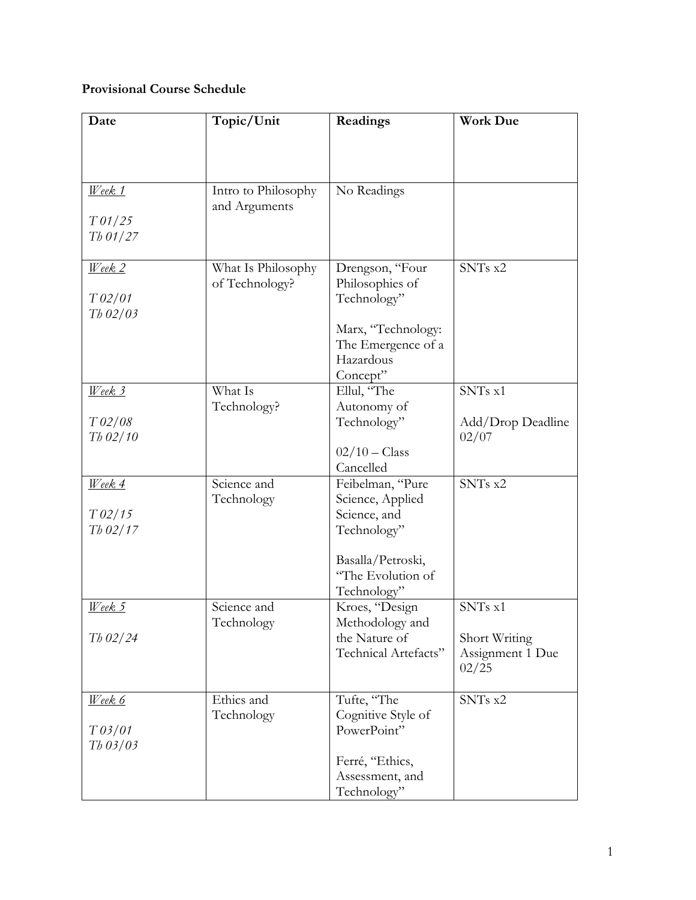**Provisional Course Schedule**

| Date | Topic/Unit | Readings | Work Due |
|---|---|---|---|
| *Week 1*<br><br>*T 01/25*<br>*Th 01/27* | Intro to Philosophy and Arguments | No Readings | |
| *Week 2*<br><br>*T 02/01*<br>*Th 02/03* | What Is Philosophy of Technology? | Drengson, "Four Philosophies of Technology"<br><br>Marx, "Technology: The Emergence of a Hazardous Concept" | SNTs x2 |
| *Week 3*<br><br>*T 02/08*<br>*Th 02/10* | What Is Technology? | Ellul, "The Autonomy of Technology"<br><br>02/10 – Class Cancelled | SNTs x1<br><br>Add/Drop Deadline 02/07 |
| *Week 4*<br><br>*T 02/15*<br>*Th 02/17* | Science and Technology | Feibelman, "Pure Science, Applied Science, and Technology"<br><br>Basalla/Petroski, "The Evolution of Technology" | SNTs x2 |
| *Week 5*<br><br>*Th 02/24* | Science and Technology | Kroes, "Design Methodology and the Nature of Technical Artefacts" | SNTs x1<br><br>Short Writing Assignment 1 Due 02/25 |
| *Week 6*<br><br>*T 03/01*<br>*Th 03/03* | Ethics and Technology | Tufte, "The Cognitive Style of PowerPoint"<br><br>Ferré, "Ethics, Assessment, and Technology" | SNTs x2 |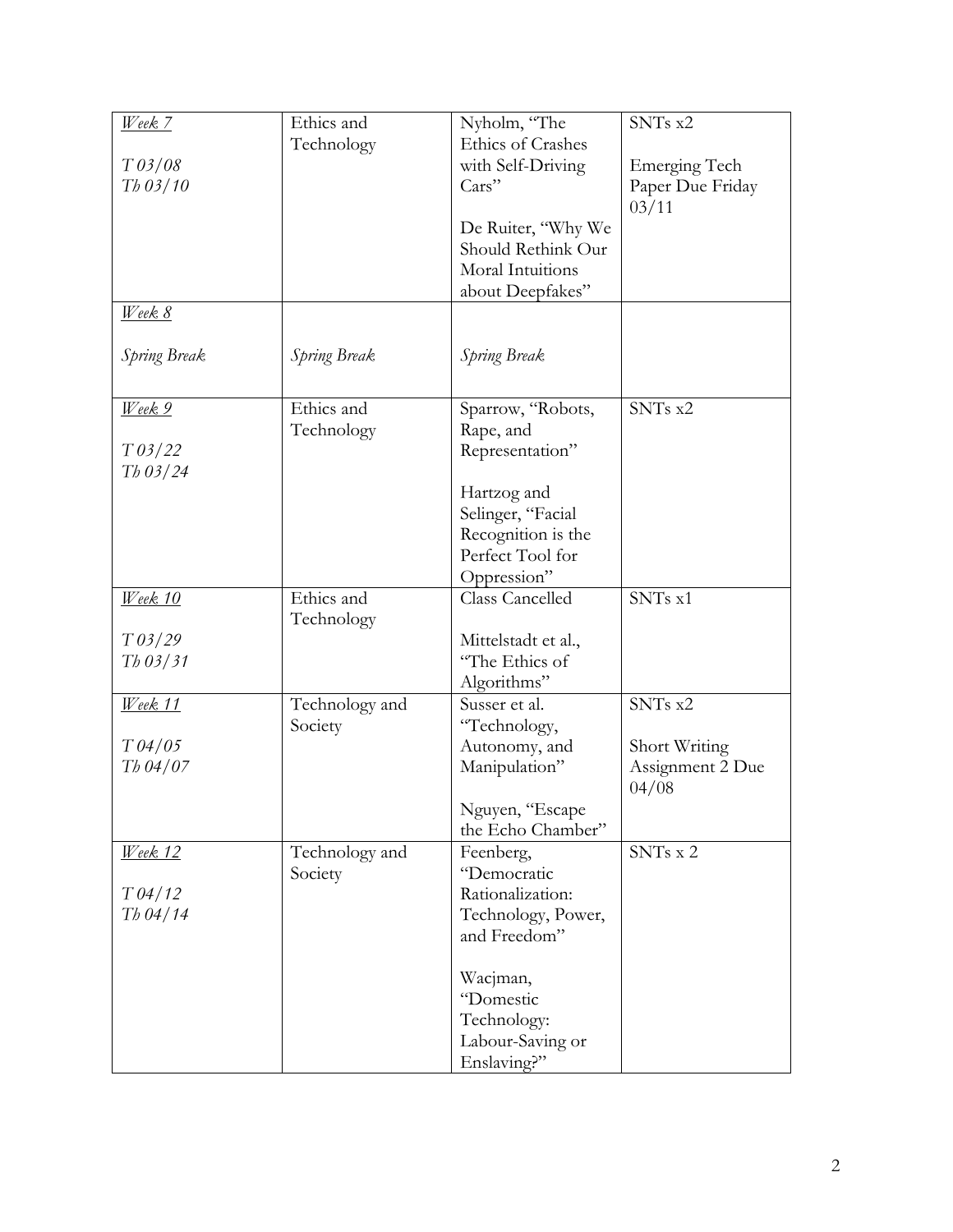| *Week 7*<br><br>*T 03/08*<br>*Th 03/10* | Ethics and Technology | Nyholm, "The Ethics of Crashes with Self-Driving Cars"<br><br>De Ruiter, "Why We Should Rethink Our Moral Intuitions about Deepfakes" | SNTs x2<br><br>Emerging Tech Paper Due Friday 03/11 |
|---|---|---|---|
| *Week 8*<br><br>*Spring Break* | *Spring Break* | *Spring Break* | |
| *Week 9*<br><br>*T 03/22*<br>*Th 03/24* | Ethics and Technology | Sparrow, "Robots, Rape, and Representation"<br><br>Hartzog and Selinger, "Facial Recognition is the Perfect Tool for Oppression" | SNTs x2 |
| *Week 10*<br><br>*T 03/29*<br>*Th 03/31* | Ethics and Technology | Class Cancelled<br><br>Mittelstadt et al., "The Ethics of Algorithms" | SNTs x1 |
| *Week 11*<br><br>*T 04/05*<br>*Th 04/07* | Technology and Society | Susser et al. "Technology, Autonomy, and Manipulation"<br><br>Nguyen, "Escape the Echo Chamber" | SNTs x2<br><br>Short Writing Assignment 2 Due 04/08 |
| *Week 12*<br><br>*T 04/12*<br>*Th 04/14* | Technology and Society | Feenberg, "Democratic Rationalization: Technology, Power, and Freedom"<br><br>Wacjman, "Domestic Technology: Labour-Saving or Enslaving?" | SNTs x 2 |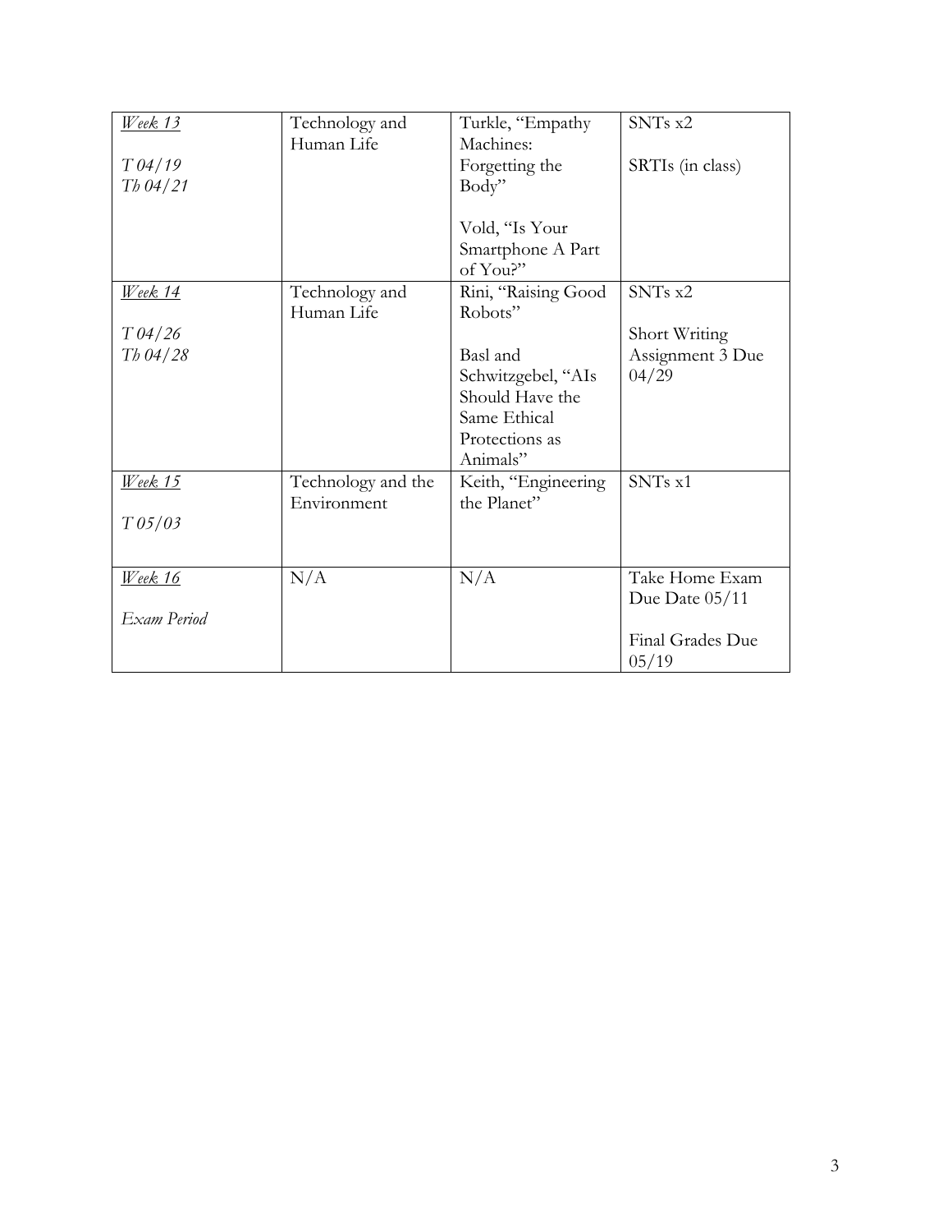| | | | |
|---|---|---|---|
| *Week 13*<br><br>*T 04/19*<br>*Th 04/21* | Technology and Human Life | Turkle, "Empathy Machines: Forgetting the Body"<br><br>Vold, "Is Your Smartphone A Part of You?" | SNTs x2<br><br>SRTIs (in class) |
| *Week 14*<br><br>*T 04/26*<br>*Th 04/28* | Technology and Human Life | Rini, "Raising Good Robots"<br><br>Basl and Schwitzgebel, "AIs Should Have the Same Ethical Protections as Animals" | SNTs x2<br><br>Short Writing Assignment 3 Due 04/29 |
| *Week 15*<br><br>*T 05/03* | Technology and the Environment | Keith, "Engineering the Planet" | SNTs x1 |
| *Week 16*<br><br>*Exam Period* | N/A | N/A | Take Home Exam Due Date 05/11<br><br>Final Grades Due 05/19 |